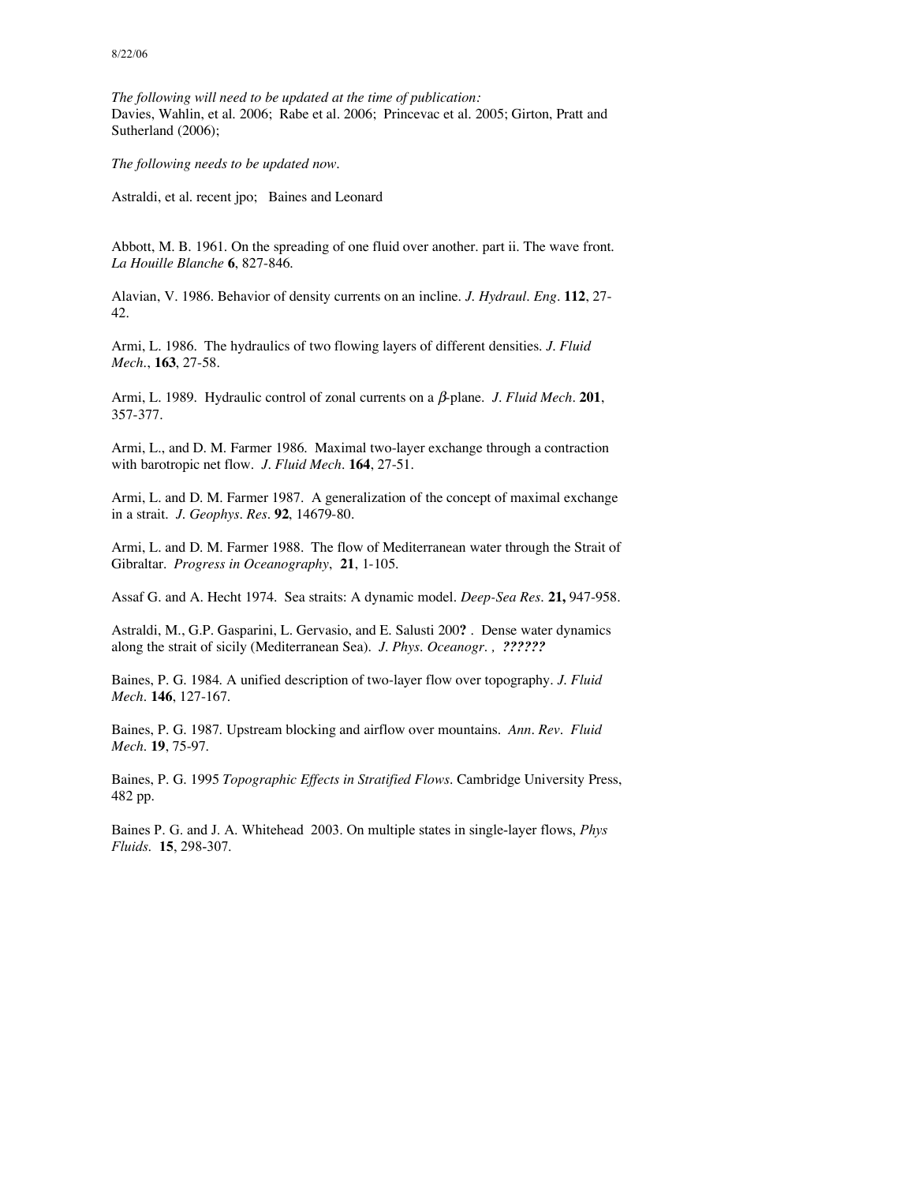8/22/06

*The following will need to be updated at the time of publication:*
Davies, Wahlin, et al. 2006; Rabe et al. 2006; Princevac et al. 2005; Girton, Pratt and Sutherland (2006);

*The following needs to be updated now.*

Astraldi, et al. recent jpo; Baines and Leonard

Abbott, M. B. 1961. On the spreading of one fluid over another. part ii. The wave front. *La Houille Blanche* **6**, 827-846.

Alavian, V. 1986. Behavior of density currents on an incline. *J. Hydraul. Eng.* **112**, 27-42.

Armi, L. 1986. The hydraulics of two flowing layers of different densities. *J. Fluid Mech.*, **163**, 27-58.

Armi, L. 1989. Hydraulic control of zonal currents on a $\beta$-plane. *J. Fluid Mech.* **201**, 357-377.

Armi, L., and D. M. Farmer 1986. Maximal two-layer exchange through a contraction with barotropic net flow. *J. Fluid Mech.* **164**, 27-51.

Armi, L. and D. M. Farmer 1987. A generalization of the concept of maximal exchange in a strait. *J. Geophys. Res.* **92**, 14679-80.

Armi, L. and D. M. Farmer 1988. The flow of Mediterranean water through the Strait of Gibraltar. *Progress in Oceanography*, **21**, 1-105.

Assaf G. and A. Hecht 1974. Sea straits: A dynamic model. *Deep-Sea Res.* **21,** 947-958.

Astraldi, M., G.P. Gasparini, L. Gervasio, and E. Salusti 200**?** . Dense water dynamics along the strait of sicily (Mediterranean Sea). *J. Phys. Oceanogr. , ??????*

Baines, P. G. 1984. A unified description of two-layer flow over topography. *J. Fluid Mech.* **146**, 127-167.

Baines, P. G. 1987. Upstream blocking and airflow over mountains. *Ann. Rev. Fluid Mech.* **19**, 75-97.

Baines, P. G. 1995 *Topographic Effects in Stratified Flows*. Cambridge University Press, 482 pp.

Baines P. G. and J. A. Whitehead 2003. On multiple states in single-layer flows, *Phys Fluids.* **15**, 298-307.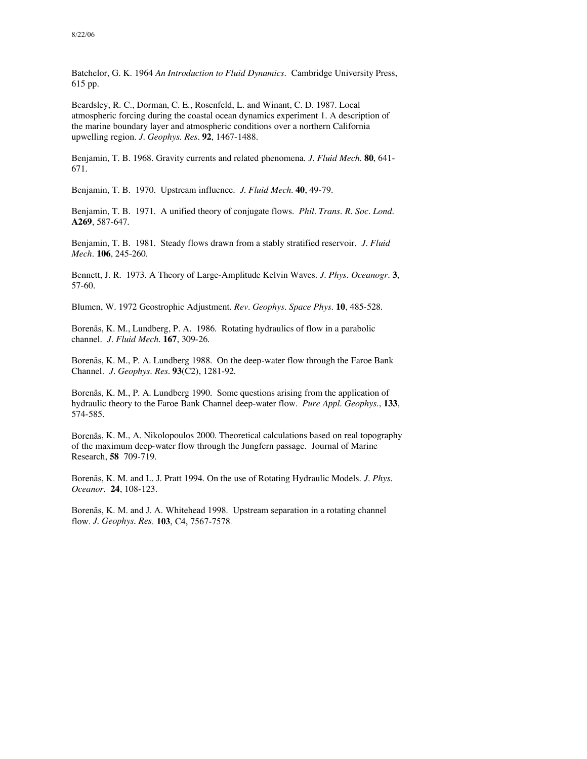Batchelor, G. K. 1964 *An Introduction to Fluid Dynamics*. Cambridge University Press, 615 pp.

Beardsley, R. C., Dorman, C. E., Rosenfeld, L. and Winant, C. D. 1987. Local atmospheric forcing during the coastal ocean dynamics experiment 1. A description of the marine boundary layer and atmospheric conditions over a northern California upwelling region. *J. Geophys. Res.* **92**, 1467-1488.

Benjamin, T. B. 1968. Gravity currents and related phenomena. *J. Fluid Mech.* **80**, 641-671.

Benjamin, T. B. 1970. Upstream influence. *J. Fluid Mech.* **40**, 49-79.

Benjamin, T. B. 1971. A unified theory of conjugate flows. *Phil. Trans. R. Soc. Lond.* **A269**, 587-647.

Benjamin, T. B. 1981. Steady flows drawn from a stably stratified reservoir. *J. Fluid Mech.* **106**, 245-260.

Bennett, J. R. 1973. A Theory of Large-Amplitude Kelvin Waves. *J. Phys. Oceanogr.* **3**, 57-60.

Blumen, W. 1972 Geostrophic Adjustment. *Rev. Geophys. Space Phys.* **10**, 485-528.

Borenäs, K. M., Lundberg, P. A. 1986. Rotating hydraulics of flow in a parabolic channel. *J. Fluid Mech.* **167**, 309-26.

Borenäs, K. M., P. A. Lundberg 1988. On the deep-water flow through the Faroe Bank Channel. *J. Geophys. Res.* **93**(C2), 1281-92.

Borenäs, K. M., P. A. Lundberg 1990. Some questions arising from the application of hydraulic theory to the Faroe Bank Channel deep-water flow. *Pure Appl. Geophys.*, **133**, 574-585.

Borenäs, K. M., A. Nikolopoulos 2000. Theoretical calculations based on real topography of the maximum deep-water flow through the Jungfern passage. Journal of Marine Research, **58** 709-719.

Borenäs, K. M. and L. J. Pratt 1994. On the use of Rotating Hydraulic Models. *J. Phys. Oceanor.* **24**, 108-123.

Borenäs, K. M. and J. A. Whitehead 1998. Upstream separation in a rotating channel flow. *J. Geophys. Res.* **103**, C4, 7567-7578.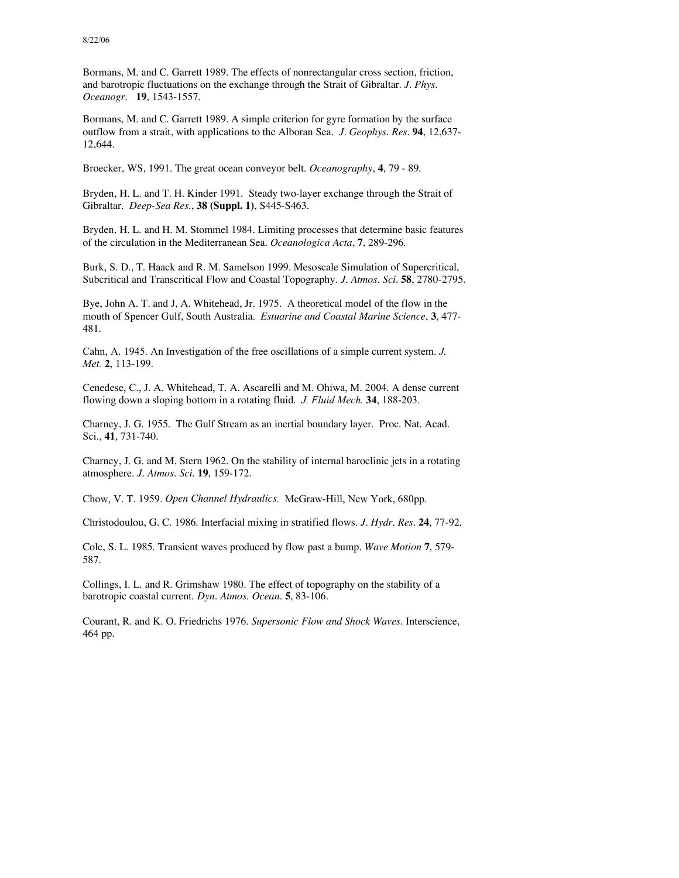Bormans, M. and C. Garrett 1989. The effects of nonrectangular cross section, friction, and barotropic fluctuations on the exchange through the Strait of Gibraltar. *J. Phys. Oceanogr.* **19**, 1543-1557.

Bormans, M. and C. Garrett 1989. A simple criterion for gyre formation by the surface outflow from a strait, with applications to the Alboran Sea. *J. Geophys. Res.* **94**, 12,637-12,644.

Broecker, WS, 1991. The great ocean conveyor belt. *Oceanography*, **4**, 79 - 89.

Bryden, H. L. and T. H. Kinder 1991. Steady two-layer exchange through the Strait of Gibraltar. *Deep-Sea Res.*, **38 (Suppl. 1)**, S445-S463.

Bryden, H. L. and H. M. Stommel 1984. Limiting processes that determine basic features of the circulation in the Mediterranean Sea. *Oceanologica Acta*, **7**, 289-296.

Burk, S. D., T. Haack and R. M. Samelson 1999. Mesoscale Simulation of Supercritical, Subcritical and Transcritical Flow and Coastal Topography. *J. Atmos. Sci.* **58**, 2780-2795.

Bye, John A. T. and J, A. Whitehead, Jr. 1975. A theoretical model of the flow in the mouth of Spencer Gulf, South Australia. *Estuarine and Coastal Marine Science*, **3**, 477-481.

Cahn, A. 1945. An Investigation of the free oscillations of a simple current system. *J. Met.* **2**, 113-199.

Cenedese, C., J. A. Whitehead, T. A. Ascarelli and M. Ohiwa, M. 2004. A dense current flowing down a sloping bottom in a rotating fluid. *J. Fluid Mech.* **34**, 188-203.

Charney, J. G. 1955. The Gulf Stream as an inertial boundary layer. Proc. Nat. Acad. Sci., **41**, 731-740.

Charney, J. G. and M. Stern 1962. On the stability of internal baroclinic jets in a rotating atmosphere. *J. Atmos. Sci.* **19**, 159-172.

Chow, V. T. 1959. *Open Channel Hydraulics.* McGraw-Hill, New York, 680pp.

Christodoulou, G. C. 1986. Interfacial mixing in stratified flows. *J. Hydr. Res.* **24**, 77-92.

Cole, S. L. 1985. Transient waves produced by flow past a bump. *Wave Motion* **7**, 579-587.

Collings, I. L. and R. Grimshaw 1980. The effect of topography on the stability of a barotropic coastal current. *Dyn. Atmos. Ocean.* **5**, 83-106.

Courant, R. and K. O. Friedrichs 1976. *Supersonic Flow and Shock Waves.* Interscience, 464 pp.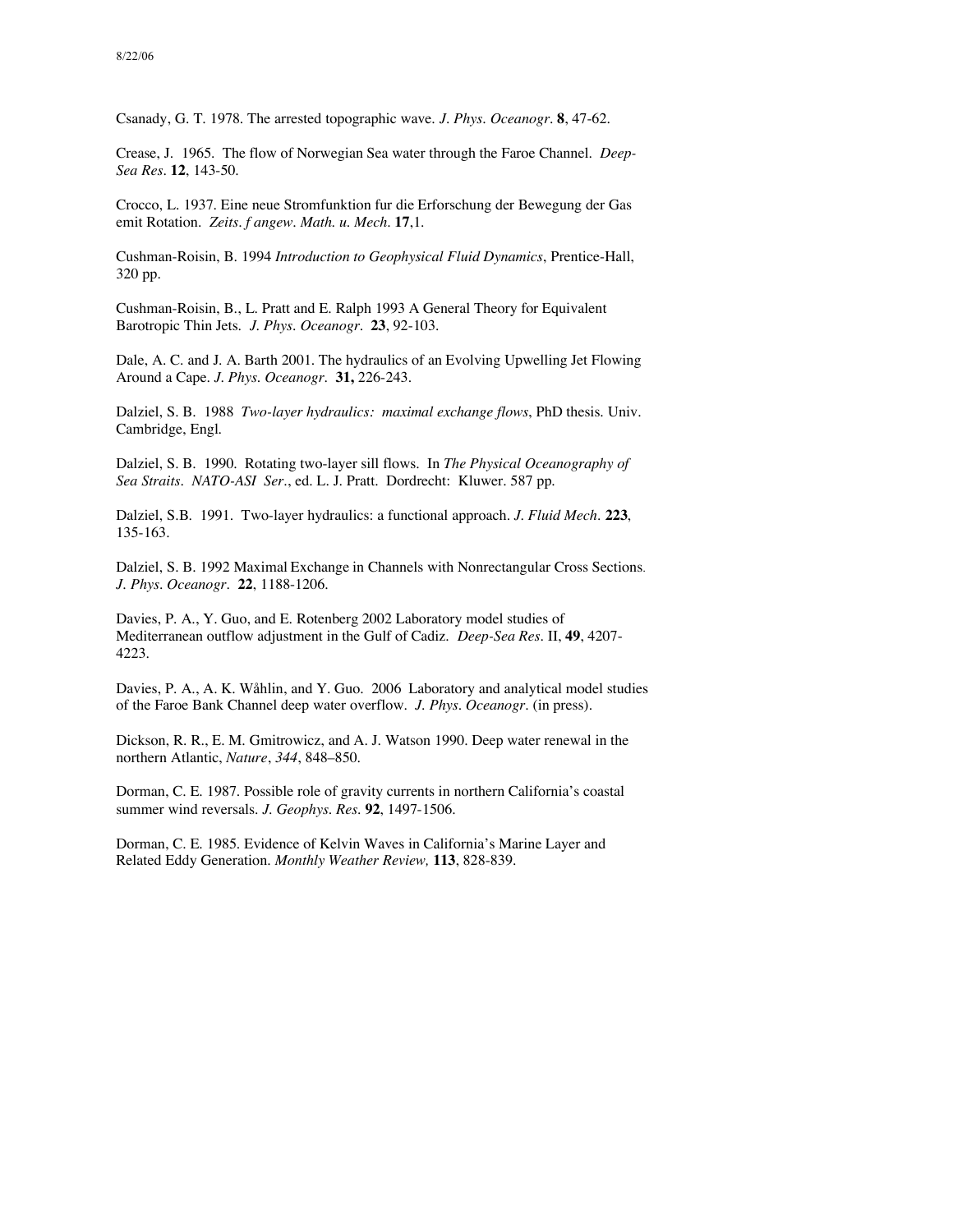Csanady, G. T. 1978. The arrested topographic wave. *J. Phys. Oceanogr.* **8**, 47-62.

Crease, J. 1965. The flow of Norwegian Sea water through the Faroe Channel. *Deep-Sea Res.* **12**, 143-50.

Crocco, L. 1937. Eine neue Stromfunktion fur die Erforschung der Bewegung der Gas emit Rotation. *Zeits. f angew. Math. u. Mech.* **17**,1.

Cushman-Roisin, B. 1994 *Introduction to Geophysical Fluid Dynamics*, Prentice-Hall, 320 pp.

Cushman-Roisin, B., L. Pratt and E. Ralph 1993 A General Theory for Equivalent Barotropic Thin Jets. *J. Phys. Oceanogr.* **23**, 92-103.

Dale, A. C. and J. A. Barth 2001. The hydraulics of an Evolving Upwelling Jet Flowing Around a Cape. *J. Phys. Oceanogr.* **31,** 226-243.

Dalziel, S. B. 1988 *Two-layer hydraulics: maximal exchange flows*, PhD thesis. Univ. Cambridge, Engl.

Dalziel, S. B. 1990. Rotating two-layer sill flows. In *The Physical Oceanography of Sea Straits. NATO-ASI Ser.*, ed. L. J. Pratt. Dordrecht: Kluwer. 587 pp.

Dalziel, S.B. 1991. Two-layer hydraulics: a functional approach. *J. Fluid Mech.* **223**, 135-163.

Dalziel, S. B. 1992 Maximal Exchange in Channels with Nonrectangular Cross Sections. *J. Phys. Oceanogr.* **22**, 1188-1206.

Davies, P. A., Y. Guo, and E. Rotenberg 2002 Laboratory model studies of Mediterranean outflow adjustment in the Gulf of Cadiz. *Deep-Sea Res.* II, **49**, 4207-4223.

Davies, P. A., A. K. Wåhlin, and Y. Guo. 2006 Laboratory and analytical model studies of the Faroe Bank Channel deep water overflow. *J. Phys. Oceanogr.* (in press).

Dickson, R. R., E. M. Gmitrowicz, and A. J. Watson 1990. Deep water renewal in the northern Atlantic, *Nature*, *344*, 848–850.

Dorman, C. E. 1987. Possible role of gravity currents in northern California's coastal summer wind reversals. *J. Geophys. Res.* **92**, 1497-1506.

Dorman, C. E. 1985. Evidence of Kelvin Waves in California's Marine Layer and Related Eddy Generation. *Monthly Weather Review,* **113**, 828-839.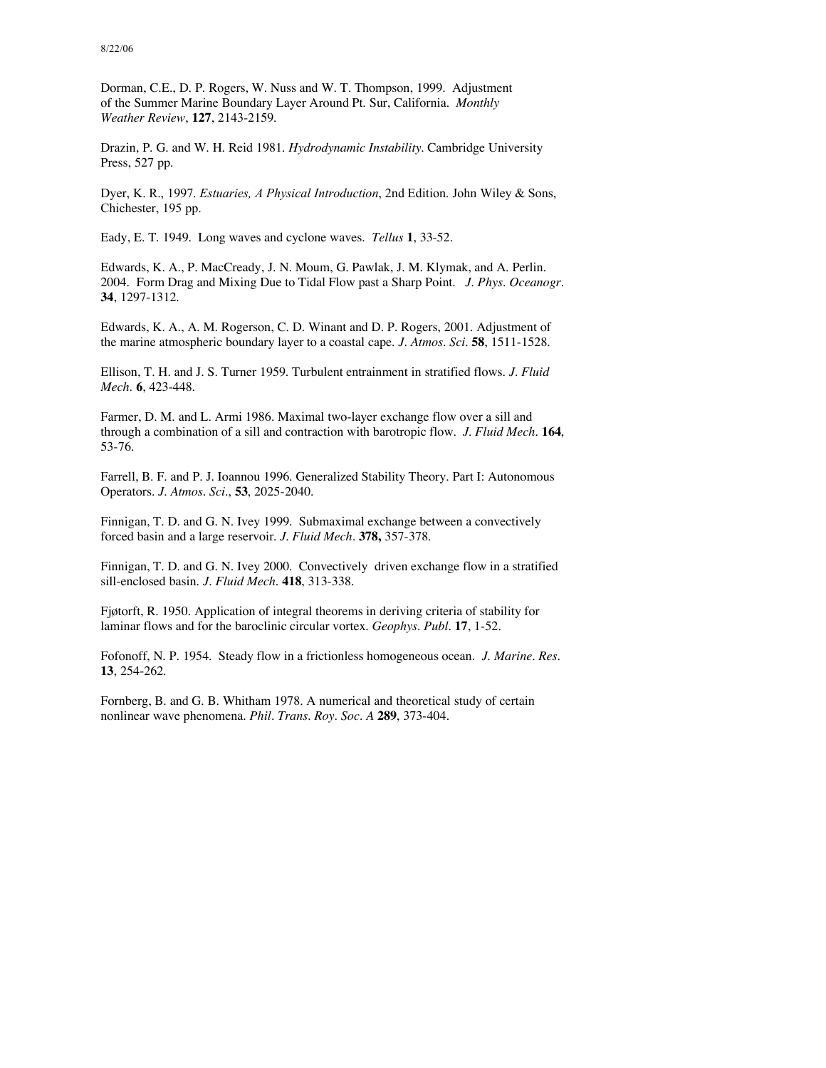Dorman, C.E., D. P. Rogers, W. Nuss and W. T. Thompson, 1999. Adjustment of the Summer Marine Boundary Layer Around Pt. Sur, California. *Monthly Weather Review*, **127**, 2143-2159.

Drazin, P. G. and W. H. Reid 1981. *Hydrodynamic Instability*. Cambridge University Press, 527 pp.

Dyer, K. R., 1997. *Estuaries, A Physical Introduction*, 2nd Edition. John Wiley & Sons, Chichester, 195 pp.

Eady, E. T. 1949. Long waves and cyclone waves. *Tellus* **1**, 33-52.

Edwards, K. A., P. MacCready, J. N. Moum, G. Pawlak, J. M. Klymak, and A. Perlin. 2004. Form Drag and Mixing Due to Tidal Flow past a Sharp Point. *J. Phys. Oceanogr.* **34**, 1297-1312.

Edwards, K. A., A. M. Rogerson, C. D. Winant and D. P. Rogers, 2001. Adjustment of the marine atmospheric boundary layer to a coastal cape. *J. Atmos. Sci.* **58**, 1511-1528.

Ellison, T. H. and J. S. Turner 1959. Turbulent entrainment in stratified flows. *J. Fluid Mech.* **6**, 423-448.

Farmer, D. M. and L. Armi 1986. Maximal two-layer exchange flow over a sill and through a combination of a sill and contraction with barotropic flow. *J. Fluid Mech.* **164**, 53-76.

Farrell, B. F. and P. J. Ioannou 1996. Generalized Stability Theory. Part I: Autonomous Operators. *J. Atmos. Sci.*, **53**, 2025-2040.

Finnigan, T. D. and G. N. Ivey 1999. Submaximal exchange between a convectively forced basin and a large reservoir. *J. Fluid Mech.* **378,** 357-378.

Finnigan, T. D. and G. N. Ivey 2000. Convectively driven exchange flow in a stratified sill-enclosed basin. *J. Fluid Mech.* **418**, 313-338.

Fjøtorft, R. 1950. Application of integral theorems in deriving criteria of stability for laminar flows and for the baroclinic circular vortex. *Geophys. Publ.* **17**, 1-52.

Fofonoff, N. P. 1954. Steady flow in a frictionless homogeneous ocean. *J. Marine. Res.* **13**, 254-262.

Fornberg, B. and G. B. Whitham 1978. A numerical and theoretical study of certain nonlinear wave phenomena. *Phil. Trans. Roy. Soc. A* **289**, 373-404.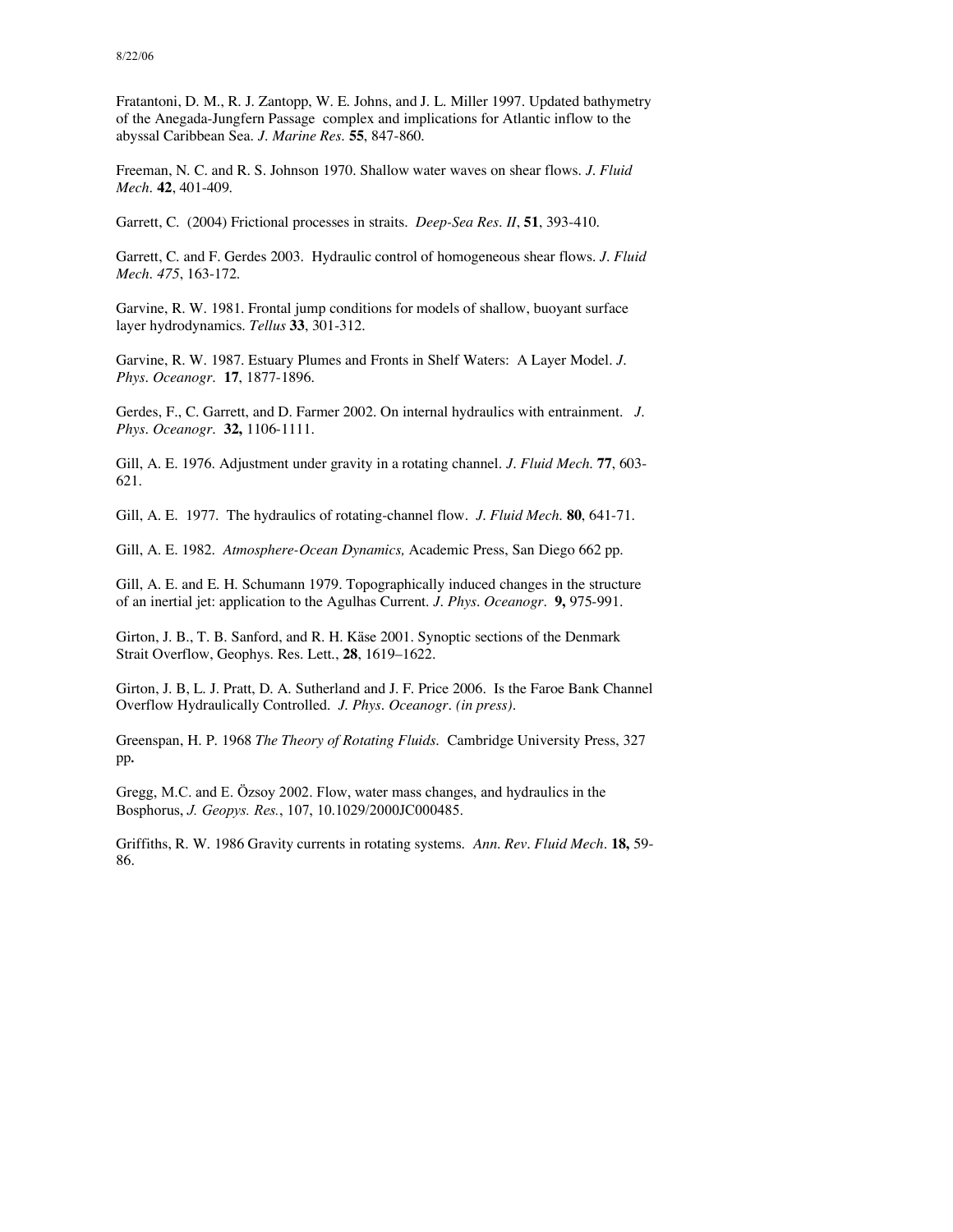Fratantoni, D. M., R. J. Zantopp, W. E. Johns, and J. L. Miller 1997. Updated bathymetry of the Anegada-Jungfern Passage complex and implications for Atlantic inflow to the abyssal Caribbean Sea. *J. Marine Res.* **55**, 847-860.

Freeman, N. C. and R. S. Johnson 1970. Shallow water waves on shear flows. *J. Fluid Mech.* **42**, 401-409.

Garrett, C. (2004) Frictional processes in straits. *Deep-Sea Res. II*, **51**, 393-410.

Garrett, C. and F. Gerdes 2003. Hydraulic control of homogeneous shear flows. *J. Fluid Mech. 475*, 163-172.

Garvine, R. W. 1981. Frontal jump conditions for models of shallow, buoyant surface layer hydrodynamics. *Tellus* **33**, 301-312.

Garvine, R. W. 1987. Estuary Plumes and Fronts in Shelf Waters: A Layer Model. *J. Phys. Oceanogr.* **17**, 1877-1896.

Gerdes, F., C. Garrett, and D. Farmer 2002. On internal hydraulics with entrainment. *J. Phys. Oceanogr.* **32,** 1106-1111.

Gill, A. E. 1976. Adjustment under gravity in a rotating channel. *J. Fluid Mech.* **77**, 603-621.

Gill, A. E. 1977. The hydraulics of rotating-channel flow. *J. Fluid Mech.* **80**, 641-71.

Gill, A. E. 1982. *Atmosphere-Ocean Dynamics,* Academic Press, San Diego 662 pp.

Gill, A. E. and E. H. Schumann 1979. Topographically induced changes in the structure of an inertial jet: application to the Agulhas Current. *J. Phys. Oceanogr.* **9,** 975-991.

Girton, J. B., T. B. Sanford, and R. H. Käse 2001. Synoptic sections of the Denmark Strait Overflow, Geophys. Res. Lett., **28**, 1619–1622.

Girton, J. B, L. J. Pratt, D. A. Sutherland and J. F. Price 2006. Is the Faroe Bank Channel Overflow Hydraulically Controlled. *J. Phys. Oceanogr. (in press).*

Greenspan, H. P. 1968 *The Theory of Rotating Fluids.* Cambridge University Press, 327 pp**.**

Gregg, M.C. and E. Özsoy 2002. Flow, water mass changes, and hydraulics in the Bosphorus, *J. Geopys. Res.*, 107, 10.1029/2000JC000485.

Griffiths, R. W. 1986 Gravity currents in rotating systems. *Ann. Rev. Fluid Mech.* **18,** 59-86.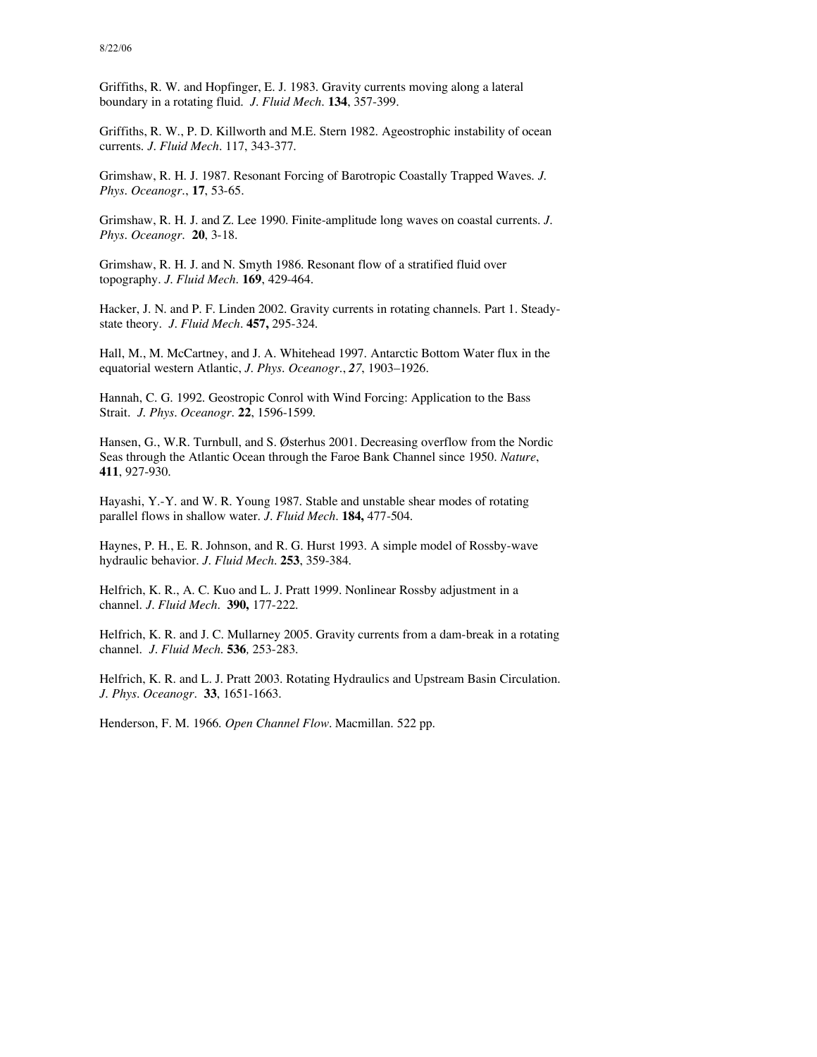Griffiths, R. W. and Hopfinger, E. J. 1983. Gravity currents moving along a lateral boundary in a rotating fluid. *J. Fluid Mech.* **134**, 357-399.

Griffiths, R. W., P. D. Killworth and M.E. Stern 1982. Ageostrophic instability of ocean currents. *J. Fluid Mech.* 117, 343-377.

Grimshaw, R. H. J. 1987. Resonant Forcing of Barotropic Coastally Trapped Waves. *J. Phys. Oceanogr.*, **17**, 53-65.

Grimshaw, R. H. J. and Z. Lee 1990. Finite-amplitude long waves on coastal currents. *J. Phys. Oceanogr.* **20**, 3-18.

Grimshaw, R. H. J. and N. Smyth 1986. Resonant flow of a stratified fluid over topography. *J. Fluid Mech.* **169**, 429-464.

Hacker, J. N. and P. F. Linden 2002. Gravity currents in rotating channels. Part 1. Steady-state theory. *J. Fluid Mech.* **457,** 295-324.

Hall, M., M. McCartney, and J. A. Whitehead 1997. Antarctic Bottom Water flux in the equatorial western Atlantic, *J. Phys. Oceanogr.*, *27*, 1903–1926.

Hannah, C. G. 1992. Geostropic Conrol with Wind Forcing: Application to the Bass Strait. *J. Phys. Oceanogr.* **22**, 1596-1599.

Hansen, G., W.R. Turnbull, and S. Østerhus 2001. Decreasing overflow from the Nordic Seas through the Atlantic Ocean through the Faroe Bank Channel since 1950. *Nature*, **411**, 927-930.

Hayashi, Y.-Y. and W. R. Young 1987. Stable and unstable shear modes of rotating parallel flows in shallow water. *J. Fluid Mech.* **184,** 477-504.

Haynes, P. H., E. R. Johnson, and R. G. Hurst 1993. A simple model of Rossby-wave hydraulic behavior. *J. Fluid Mech.* **253**, 359-384.

Helfrich, K. R., A. C. Kuo and L. J. Pratt 1999. Nonlinear Rossby adjustment in a channel. *J. Fluid Mech.* **390,** 177-222.

Helfrich, K. R. and J. C. Mullarney 2005. Gravity currents from a dam-break in a rotating channel. *J. Fluid Mech.* **536***,* 253-283.

Helfrich, K. R. and L. J. Pratt 2003. Rotating Hydraulics and Upstream Basin Circulation. *J. Phys. Oceanogr.* **33**, 1651-1663.

Henderson, F. M. 1966. *Open Channel Flow*. Macmillan. 522 pp.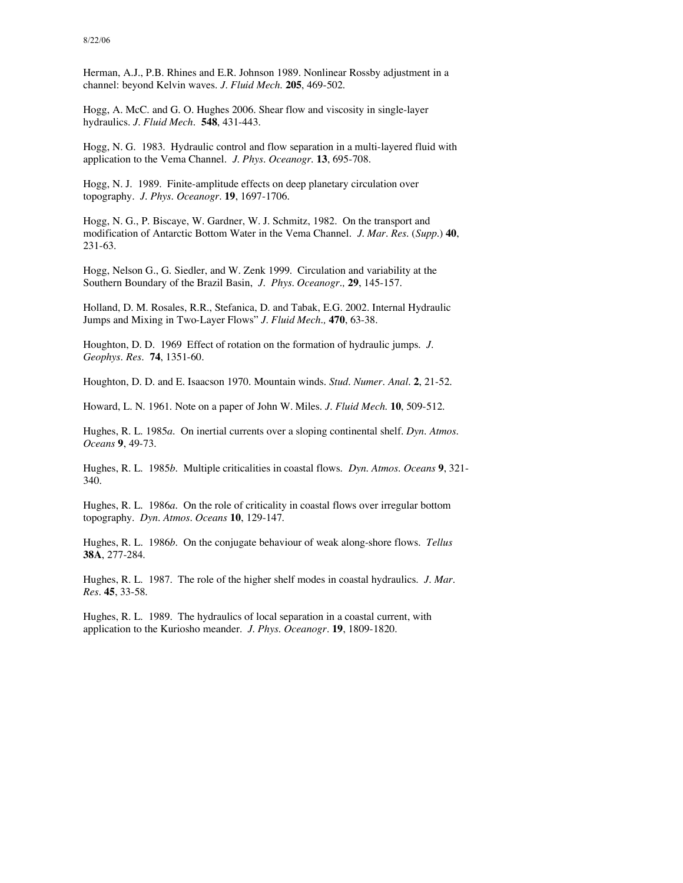Herman, A.J., P.B. Rhines and E.R. Johnson 1989. Nonlinear Rossby adjustment in a channel: beyond Kelvin waves. *J. Fluid Mech.* **205**, 469-502.

Hogg, A. McC. and G. O. Hughes 2006. Shear flow and viscosity in single-layer hydraulics. *J. Fluid Mech*. **548**, 431-443.

Hogg, N. G. 1983. Hydraulic control and flow separation in a multi-layered fluid with application to the Vema Channel. *J. Phys. Oceanogr.* **13**, 695-708.

Hogg, N. J. 1989. Finite-amplitude effects on deep planetary circulation over topography. *J. Phys. Oceanogr*. **19**, 1697-1706.

Hogg, N. G., P. Biscaye, W. Gardner, W. J. Schmitz, 1982. On the transport and modification of Antarctic Bottom Water in the Vema Channel. *J. Mar. Res.* (*Supp.*) **40**, 231-63.

Hogg, Nelson G., G. Siedler, and W. Zenk 1999. Circulation and variability at the Southern Boundary of the Brazil Basin, *J. Phys. Oceanogr.,* **29**, 145-157.

Holland, D. M. Rosales, R.R., Stefanica, D. and Tabak, E.G. 2002. Internal Hydraulic Jumps and Mixing in Two-Layer Flows" *J. Fluid Mech.,* **470**, 63-38.

Houghton, D. D. 1969 Effect of rotation on the formation of hydraulic jumps. *J. Geophys. Res.* **74**, 1351-60.

Houghton, D. D. and E. Isaacson 1970. Mountain winds. *Stud. Numer. Anal.* **2**, 21-52.

Howard, L. N. 1961. Note on a paper of John W. Miles. *J. Fluid Mech.* **10**, 509-512.

Hughes, R. L. 1985*a*. On inertial currents over a sloping continental shelf. *Dyn. Atmos. Oceans* **9**, 49-73.

Hughes, R. L. 1985*b*. Multiple criticalities in coastal flows. *Dyn. Atmos. Oceans* **9**, 321-340.

Hughes, R. L. 1986*a*. On the role of criticality in coastal flows over irregular bottom topography. *Dyn. Atmos. Oceans* **10**, 129-147.

Hughes, R. L. 1986*b*. On the conjugate behaviour of weak along-shore flows. *Tellus* **38A**, 277-284.

Hughes, R. L. 1987. The role of the higher shelf modes in coastal hydraulics. *J. Mar. Res.* **45**, 33-58.

Hughes, R. L. 1989. The hydraulics of local separation in a coastal current, with application to the Kuriosho meander. *J. Phys. Oceanogr*. **19**, 1809-1820.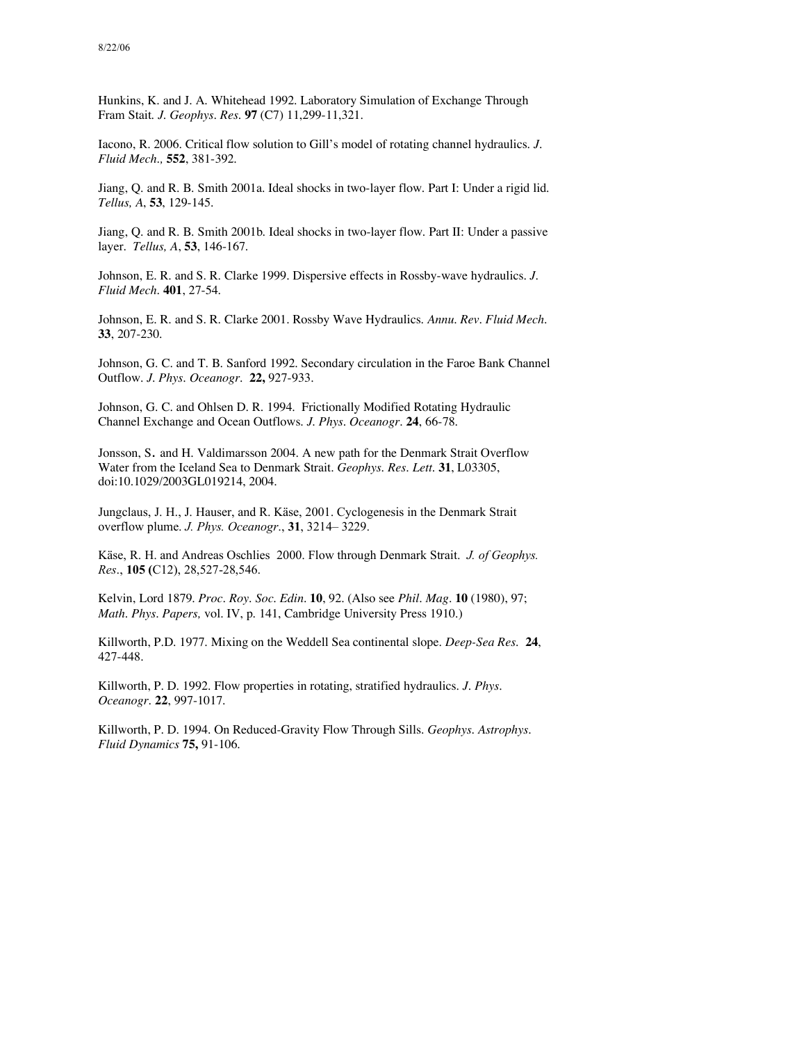Hunkins, K. and J. A. Whitehead 1992. Laboratory Simulation of Exchange Through Fram Stait. *J. Geophys. Res.* **97** (C7) 11,299-11,321.

Iacono, R. 2006. Critical flow solution to Gill's model of rotating channel hydraulics. *J. Fluid Mech.,* **552**, 381-392.

Jiang, Q. and R. B. Smith 2001a. Ideal shocks in two-layer flow. Part I: Under a rigid lid. *Tellus, A*, **53**, 129-145.

Jiang, Q. and R. B. Smith 2001b. Ideal shocks in two-layer flow. Part II: Under a passive layer. *Tellus, A*, **53**, 146-167.

Johnson, E. R. and S. R. Clarke 1999. Dispersive effects in Rossby-wave hydraulics. *J. Fluid Mech.* **401**, 27-54.

Johnson, E. R. and S. R. Clarke 2001. Rossby Wave Hydraulics. *Annu. Rev. Fluid Mech.* **33**, 207-230.

Johnson, G. C. and T. B. Sanford 1992. Secondary circulation in the Faroe Bank Channel Outflow. *J. Phys. Oceanogr.* **22,** 927-933.

Johnson, G. C. and Ohlsen D. R. 1994. Frictionally Modified Rotating Hydraulic Channel Exchange and Ocean Outflows. *J. Phys. Oceanogr.* **24**, 66-78.

Jonsson, S. and H. Valdimarsson 2004. A new path for the Denmark Strait Overflow Water from the Iceland Sea to Denmark Strait. *Geophys. Res. Lett.* **31**, L03305, doi:10.1029/2003GL019214, 2004.

Jungclaus, J. H., J. Hauser, and R. Käse, 2001. Cyclogenesis in the Denmark Strait overflow plume. *J. Phys. Oceanogr.*, **31**, 3214– 3229.

Käse, R. H. and Andreas Oschlies 2000. Flow through Denmark Strait. *J. of Geophys. Res.*, **105 (**C12), 28,527-28,546.

Kelvin, Lord 1879. *Proc. Roy. Soc. Edin.* **10**, 92. (Also see *Phil. Mag.* **10** (1980), 97; *Math. Phys. Papers,* vol. IV, p. 141, Cambridge University Press 1910.)

Killworth, P.D. 1977. Mixing on the Weddell Sea continental slope. *Deep-Sea Res.* **24**, 427-448.

Killworth, P. D. 1992. Flow properties in rotating, stratified hydraulics. *J. Phys. Oceanogr.* **22**, 997-1017.

Killworth, P. D. 1994. On Reduced-Gravity Flow Through Sills. *Geophys. Astrophys. Fluid Dynamics* **75,** 91-106.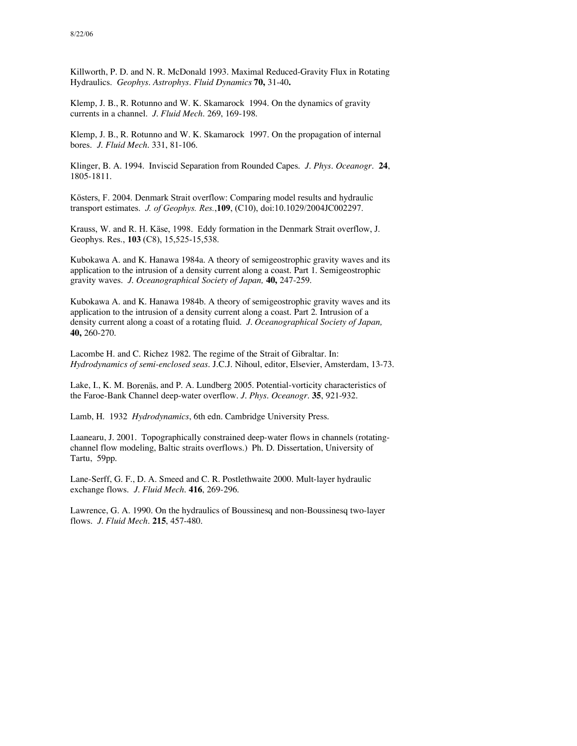Killworth, P. D. and N. R. McDonald 1993. Maximal Reduced-Gravity Flux in Rotating Hydraulics. *Geophys. Astrophys. Fluid Dynamics* **70,** 31-40**.**

Klemp, J. B., R. Rotunno and W. K. Skamarock 1994. On the dynamics of gravity currents in a channel. *J. Fluid Mech.* 269, 169-198.

Klemp, J. B., R. Rotunno and W. K. Skamarock 1997. On the propagation of internal bores. *J. Fluid Mech.* 331, 81-106.

Klinger, B. A. 1994. Inviscid Separation from Rounded Capes. *J. Phys. Oceanogr.* **24**, 1805-1811.

Kösters, F. 2004. Denmark Strait overflow: Comparing model results and hydraulic transport estimates. *J. of Geophys. Res.*,**109**, (C10), doi:10.1029/2004JC002297.

Krauss, W. and R. H. Käse, 1998. Eddy formation in the Denmark Strait overflow, J. Geophys. Res., **103** (C8), 15,525-15,538.

Kubokawa A. and K. Hanawa 1984a. A theory of semigeostrophic gravity waves and its application to the intrusion of a density current along a coast. Part 1. Semigeostrophic gravity waves. *J. Oceanographical Society of Japan,* **40,** 247-259.

Kubokawa A. and K. Hanawa 1984b. A theory of semigeostrophic gravity waves and its application to the intrusion of a density current along a coast. Part 2. Intrusion of a density current along a coast of a rotating fluid. *J. Oceanographical Society of Japan,* **40,** 260-270.

Lacombe H. and C. Richez 1982. The regime of the Strait of Gibraltar. In: *Hydrodynamics of semi-enclosed seas*. J.C.J. Nihoul, editor, Elsevier, Amsterdam, 13-73.

Lake, I., K. M. Borenäs, and P. A. Lundberg 2005. Potential-vorticity characteristics of the Faroe-Bank Channel deep-water overflow. *J. Phys. Oceanogr.* **35**, 921-932.

Lamb, H. 1932 *Hydrodynamics*, 6th edn. Cambridge University Press.

Laanearu, J. 2001. Topographically constrained deep-water flows in channels (rotating-channel flow modeling, Baltic straits overflows.) Ph. D. Dissertation, University of Tartu, 59pp.

Lane-Serff, G. F., D. A. Smeed and C. R. Postlethwaite 2000. Mult-layer hydraulic exchange flows. *J. Fluid Mech.* **416**, 269-296.

Lawrence, G. A. 1990. On the hydraulics of Boussinesq and non-Boussinesq two-layer flows. *J. Fluid Mech.* **215**, 457-480.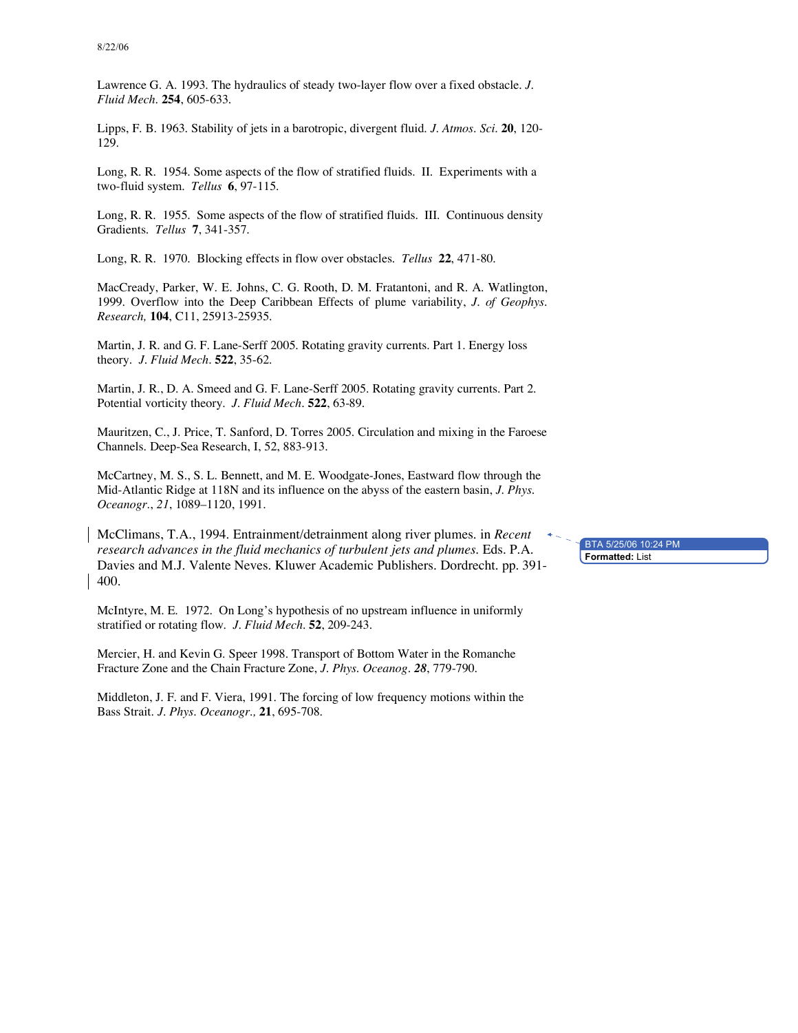Lawrence G. A. 1993. The hydraulics of steady two-layer flow over a fixed obstacle. *J. Fluid Mech.* **254**, 605-633.

Lipps, F. B. 1963. Stability of jets in a barotropic, divergent fluid. *J. Atmos. Sci.* **20**, 120-129.

Long, R. R. 1954. Some aspects of the flow of stratified fluids. II. Experiments with a two-fluid system. *Tellus* **6**, 97-115.

Long, R. R. 1955. Some aspects of the flow of stratified fluids. III. Continuous density Gradients. *Tellus* **7**, 341-357.

Long, R. R. 1970. Blocking effects in flow over obstacles. *Tellus* **22**, 471-80.

MacCready, Parker, W. E. Johns, C. G. Rooth, D. M. Fratantoni, and R. A. Watlington, 1999. Overflow into the Deep Caribbean Effects of plume variability, *J. of Geophys. Research,* **104**, C11, 25913-25935.

Martin, J. R. and G. F. Lane-Serff 2005. Rotating gravity currents. Part 1. Energy loss theory. *J. Fluid Mech.* **522**, 35-62.

Martin, J. R., D. A. Smeed and G. F. Lane-Serff 2005. Rotating gravity currents. Part 2. Potential vorticity theory. *J. Fluid Mech.* **522**, 63-89.

Mauritzen, C., J. Price, T. Sanford, D. Torres 2005. Circulation and mixing in the Faroese Channels. Deep-Sea Research, I, 52, 883-913.

McCartney, M. S., S. L. Bennett, and M. E. Woodgate-Jones, Eastward flow through the Mid-Atlantic Ridge at 118N and its influence on the abyss of the eastern basin, *J. Phys. Oceanogr.*, *21*, 1089–1120, 1991.

McClimans, T.A., 1994. Entrainment/detrainment along river plumes. in *Recent research advances in the fluid mechanics of turbulent jets and plumes.* Eds. P.A. Davies and M.J. Valente Neves. Kluwer Academic Publishers. Dordrecht. pp. 391-400.

McIntyre, M. E. 1972. On Long's hypothesis of no upstream influence in uniformly stratified or rotating flow. *J. Fluid Mech.* **52**, 209-243.

Mercier, H. and Kevin G. Speer 1998. Transport of Bottom Water in the Romanche Fracture Zone and the Chain Fracture Zone, *J. Phys. Oceanog. **28***, 779-790.

Middleton, J. F. and F. Viera, 1991. The forcing of low frequency motions within the Bass Strait. *J. Phys. Oceanogr.,* **21**, 695-708.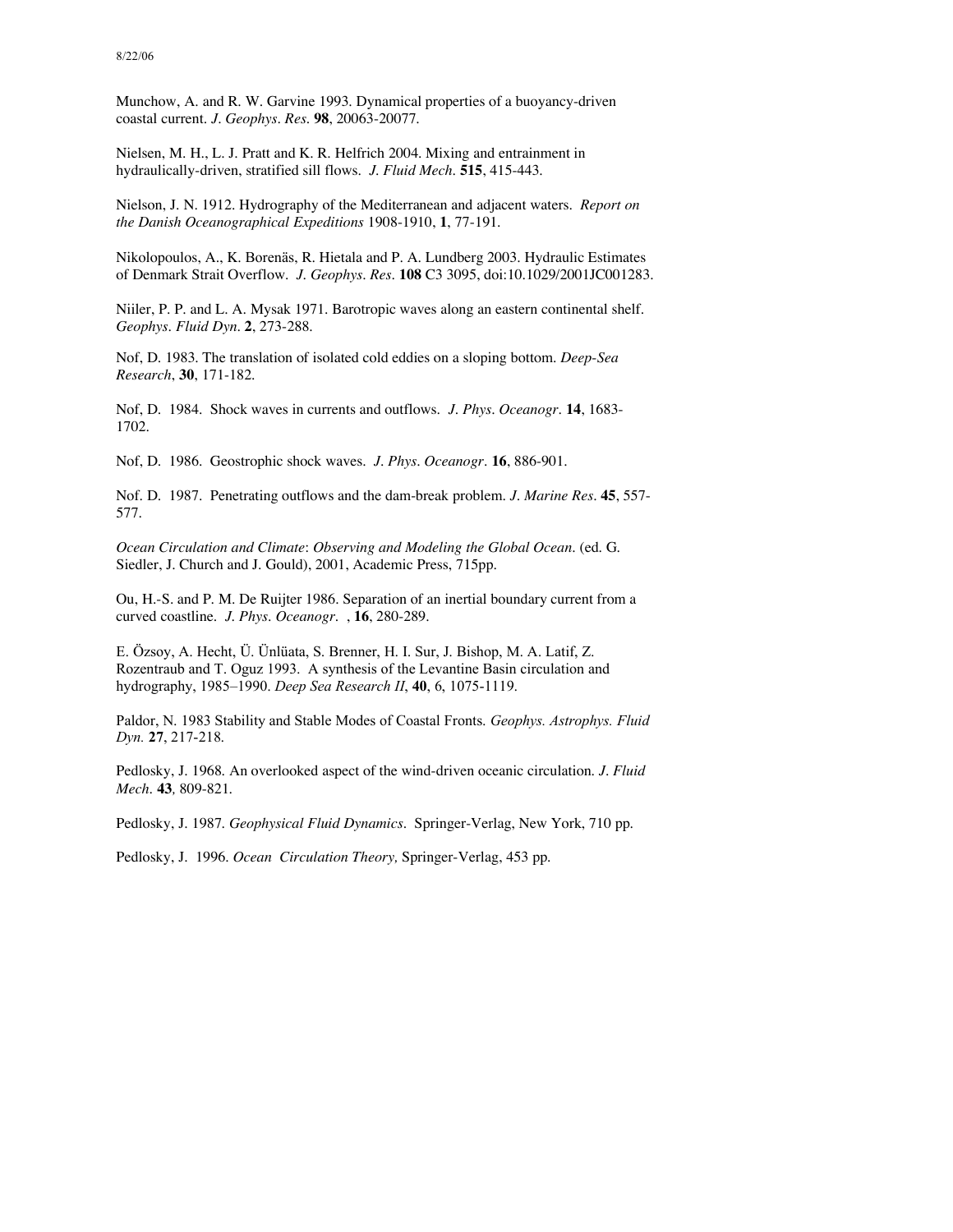Munchow, A. and R. W. Garvine 1993. Dynamical properties of a buoyancy-driven coastal current. *J. Geophys. Res.* **98**, 20063-20077.

Nielsen, M. H., L. J. Pratt and K. R. Helfrich 2004. Mixing and entrainment in hydraulically-driven, stratified sill flows. *J. Fluid Mech.* **515**, 415-443.

Nielson, J. N. 1912. Hydrography of the Mediterranean and adjacent waters. *Report on the Danish Oceanographical Expeditions* 1908-1910, **1**, 77-191.

Nikolopoulos, A., K. Borenäs, R. Hietala and P. A. Lundberg 2003. Hydraulic Estimates of Denmark Strait Overflow. *J. Geophys. Res.* **108** C3 3095, doi:10.1029/2001JC001283.

Niiler, P. P. and L. A. Mysak 1971. Barotropic waves along an eastern continental shelf. *Geophys. Fluid Dyn.* **2**, 273-288.

Nof, D. 1983. The translation of isolated cold eddies on a sloping bottom. *Deep-Sea Research*, **30**, 171-182.

Nof, D. 1984. Shock waves in currents and outflows. *J. Phys. Oceanogr.* **14**, 1683-1702.

Nof, D. 1986. Geostrophic shock waves. *J. Phys. Oceanogr.* **16**, 886-901.

Nof. D. 1987. Penetrating outflows and the dam-break problem. *J. Marine Res.* **45**, 557-577.

*Ocean Circulation and Climate*: *Observing and Modeling the Global Ocean*. (ed. G. Siedler, J. Church and J. Gould), 2001, Academic Press, 715pp.

Ou, H.-S. and P. M. De Ruijter 1986. Separation of an inertial boundary current from a curved coastline. *J. Phys. Oceanogr.* , **16**, 280-289.

E. Özsoy, A. Hecht, Ü. Ünlüata, S. Brenner, H. I. Sur, J. Bishop, M. A. Latif, Z. Rozentraub and T. Oguz 1993. A synthesis of the Levantine Basin circulation and hydrography, 1985–1990. *Deep Sea Research II*, **40**, 6, 1075-1119.

Paldor, N. 1983 Stability and Stable Modes of Coastal Fronts. *Geophys. Astrophys. Fluid Dyn.* **27**, 217-218.

Pedlosky, J. 1968. An overlooked aspect of the wind-driven oceanic circulation. *J. Fluid Mech.* **43**, 809-821.

Pedlosky, J. 1987. *Geophysical Fluid Dynamics*. Springer-Verlag, New York, 710 pp.

Pedlosky, J. 1996. *Ocean Circulation Theory,* Springer-Verlag, 453 pp.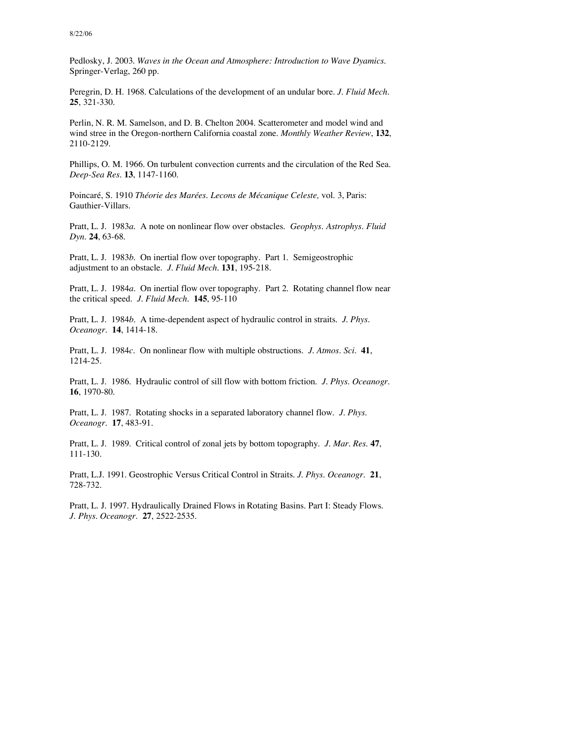Pedlosky, J. 2003. *Waves in the Ocean and Atmosphere: Introduction to Wave Dyamics.* Springer-Verlag, 260 pp.

Peregrin, D. H. 1968. Calculations of the development of an undular bore. *J. Fluid Mech.* **25**, 321-330.

Perlin, N. R. M. Samelson, and D. B. Chelton 2004. Scatterometer and model wind and wind stree in the Oregon-northern California coastal zone. *Monthly Weather Review*, **132**, 2110-2129.

Phillips, O. M. 1966. On turbulent convection currents and the circulation of the Red Sea. *Deep-Sea Res.* **13**, 1147-1160.

Poincaré, S. 1910 *Théorie des Marées. Lecons de Mécanique Celeste,* vol. 3, Paris: Gauthier-Villars.

Pratt, L. J. 1983*a*. A note on nonlinear flow over obstacles. *Geophys. Astrophys. Fluid Dyn.* **24**, 63-68.

Pratt, L. J. 1983*b*. On inertial flow over topography. Part 1. Semigeostrophic adjustment to an obstacle. *J. Fluid Mech.* **131**, 195-218.

Pratt, L. J. 1984*a*. On inertial flow over topography. Part 2. Rotating channel flow near the critical speed. *J. Fluid Mech.* **145**, 95-110

Pratt, L. J. 1984*b*. A time-dependent aspect of hydraulic control in straits. *J. Phys. Oceanogr.* **14**, 1414-18.

Pratt, L. J. 1984*c*. On nonlinear flow with multiple obstructions. *J. Atmos. Sci.* **41**, 1214-25.

Pratt, L. J. 1986. Hydraulic control of sill flow with bottom friction. *J. Phys. Oceanogr.* **16**, 1970-80.

Pratt, L. J. 1987. Rotating shocks in a separated laboratory channel flow. *J. Phys. Oceanogr.* **17**, 483-91.

Pratt, L. J. 1989. Critical control of zonal jets by bottom topography. *J. Mar. Res.* **47**, 111-130.

Pratt, L.J. 1991. Geostrophic Versus Critical Control in Straits. *J. Phys. Oceanogr.* **21**, 728-732.

Pratt, L. J. 1997. Hydraulically Drained Flows in Rotating Basins. Part I: Steady Flows. *J. Phys. Oceanogr.* **27**, 2522-2535.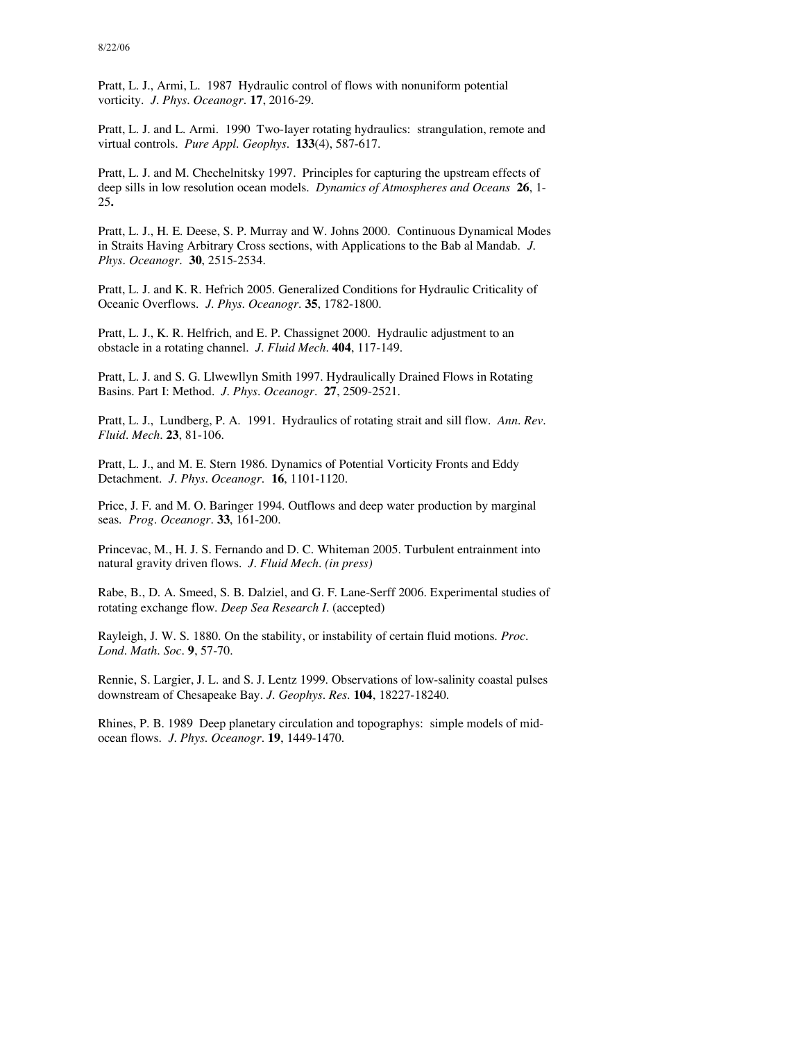Pratt, L. J., Armi, L. 1987 Hydraulic control of flows with nonuniform potential vorticity. *J. Phys. Oceanogr.* **17**, 2016-29.

Pratt, L. J. and L. Armi. 1990 Two-layer rotating hydraulics: strangulation, remote and virtual controls. *Pure Appl. Geophys.* **133**(4), 587-617.

Pratt, L. J. and M. Chechelnitsky 1997. Principles for capturing the upstream effects of deep sills in low resolution ocean models. *Dynamics of Atmospheres and Oceans* **26**, 1-25**.**

Pratt, L. J., H. E. Deese, S. P. Murray and W. Johns 2000. Continuous Dynamical Modes in Straits Having Arbitrary Cross sections, with Applications to the Bab al Mandab. *J. Phys. Oceanogr.* **30**, 2515-2534.

Pratt, L. J. and K. R. Hefrich 2005. Generalized Conditions for Hydraulic Criticality of Oceanic Overflows. *J. Phys. Oceanogr.* **35**, 1782-1800.

Pratt, L. J., K. R. Helfrich, and E. P. Chassignet 2000. Hydraulic adjustment to an obstacle in a rotating channel. *J. Fluid Mech.* **404**, 117-149.

Pratt, L. J. and S. G. Llwewllyn Smith 1997. Hydraulically Drained Flows in Rotating Basins. Part I: Method. *J. Phys. Oceanogr.* **27**, 2509-2521.

Pratt, L. J., Lundberg, P. A. 1991. Hydraulics of rotating strait and sill flow. *Ann. Rev. Fluid. Mech.* **23**, 81-106.

Pratt, L. J., and M. E. Stern 1986. Dynamics of Potential Vorticity Fronts and Eddy Detachment. *J. Phys. Oceanogr.* **16**, 1101-1120.

Price, J. F. and M. O. Baringer 1994. Outflows and deep water production by marginal seas. *Prog. Oceanogr.* **33**, 161-200.

Princevac, M., H. J. S. Fernando and D. C. Whiteman 2005. Turbulent entrainment into natural gravity driven flows. *J. Fluid Mech. (in press)*

Rabe, B., D. A. Smeed, S. B. Dalziel, and G. F. Lane-Serff 2006. Experimental studies of rotating exchange flow. *Deep Sea Research I.* (accepted)

Rayleigh, J. W. S. 1880. On the stability, or instability of certain fluid motions. *Proc. Lond. Math. Soc.* **9**, 57-70.

Rennie, S. Largier, J. L. and S. J. Lentz 1999. Observations of low-salinity coastal pulses downstream of Chesapeake Bay. *J. Geophys. Res.* **104**, 18227-18240.

Rhines, P. B. 1989 Deep planetary circulation and topographys: simple models of mid-ocean flows. *J. Phys. Oceanogr.* **19**, 1449-1470.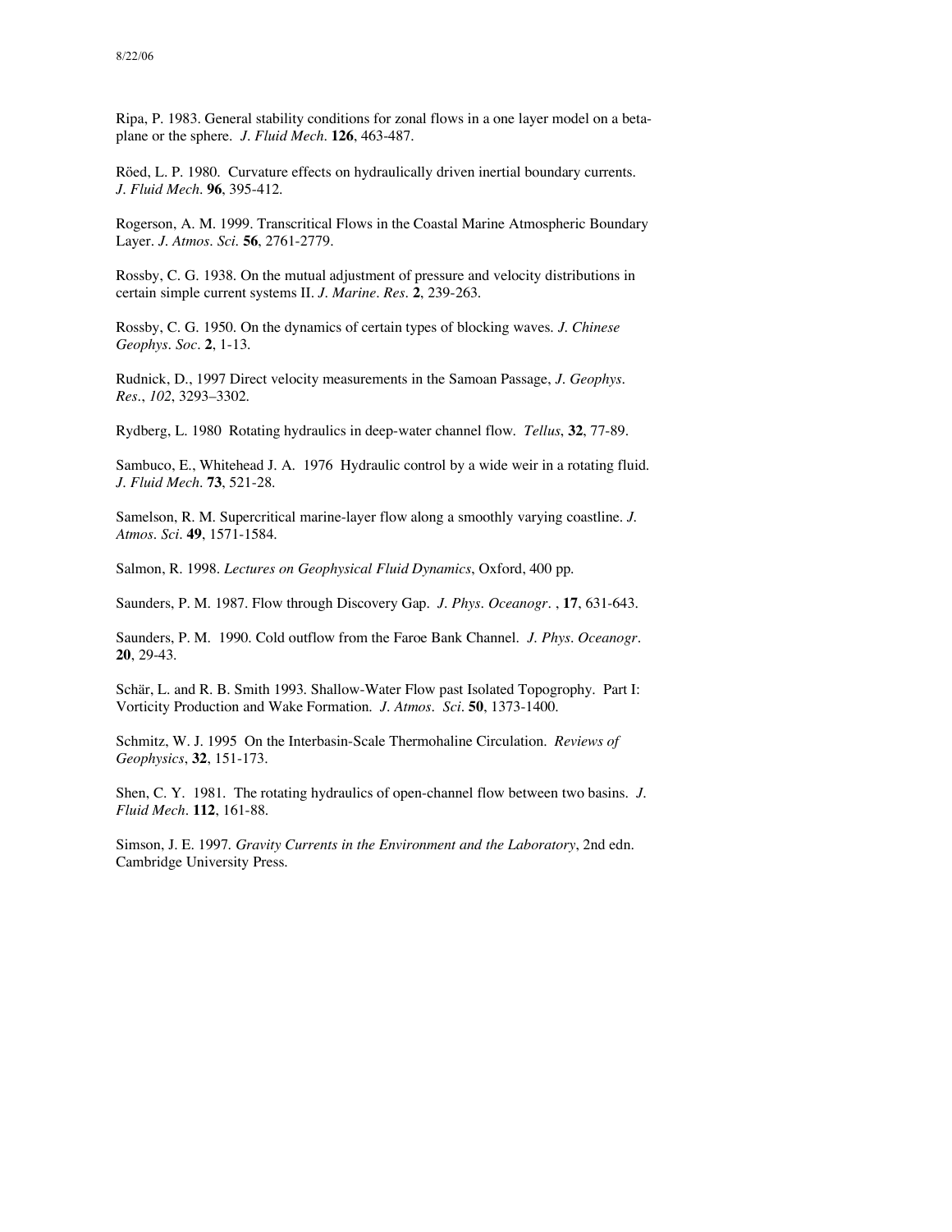Ripa, P. 1983. General stability conditions for zonal flows in a one layer model on a beta-plane or the sphere. *J. Fluid Mech.* **126**, 463-487.

Röed, L. P. 1980. Curvature effects on hydraulically driven inertial boundary currents. *J. Fluid Mech.* **96**, 395-412.

Rogerson, A. M. 1999. Transcritical Flows in the Coastal Marine Atmospheric Boundary Layer. *J. Atmos. Sci.* **56**, 2761-2779.

Rossby, C. G. 1938. On the mutual adjustment of pressure and velocity distributions in certain simple current systems II. *J. Marine. Res.* **2**, 239-263.

Rossby, C. G. 1950. On the dynamics of certain types of blocking waves. *J. Chinese Geophys. Soc.* **2**, 1-13.

Rudnick, D., 1997 Direct velocity measurements in the Samoan Passage, *J. Geophys. Res.*, *102*, 3293–3302.

Rydberg, L. 1980 Rotating hydraulics in deep-water channel flow. *Tellus*, **32**, 77-89.

Sambuco, E., Whitehead J. A. 1976 Hydraulic control by a wide weir in a rotating fluid. *J. Fluid Mech.* **73**, 521-28.

Samelson, R. M. Supercritical marine-layer flow along a smoothly varying coastline. *J. Atmos. Sci.* **49**, 1571-1584.

Salmon, R. 1998. *Lectures on Geophysical Fluid Dynamics*, Oxford, 400 pp.

Saunders, P. M. 1987. Flow through Discovery Gap. *J. Phys. Oceanogr.* , **17**, 631-643.

Saunders, P. M. 1990. Cold outflow from the Faroe Bank Channel. *J. Phys. Oceanogr.* **20**, 29-43.

Schär, L. and R. B. Smith 1993. Shallow-Water Flow past Isolated Topography. Part I: Vorticity Production and Wake Formation. *J. Atmos. Sci.* **50**, 1373-1400.

Schmitz, W. J. 1995 On the Interbasin-Scale Thermohaline Circulation. *Reviews of Geophysics*, **32**, 151-173.

Shen, C. Y. 1981. The rotating hydraulics of open-channel flow between two basins. *J. Fluid Mech.* **112**, 161-88.

Simson, J. E. 1997. *Gravity Currents in the Environment and the Laboratory*, 2nd edn. Cambridge University Press.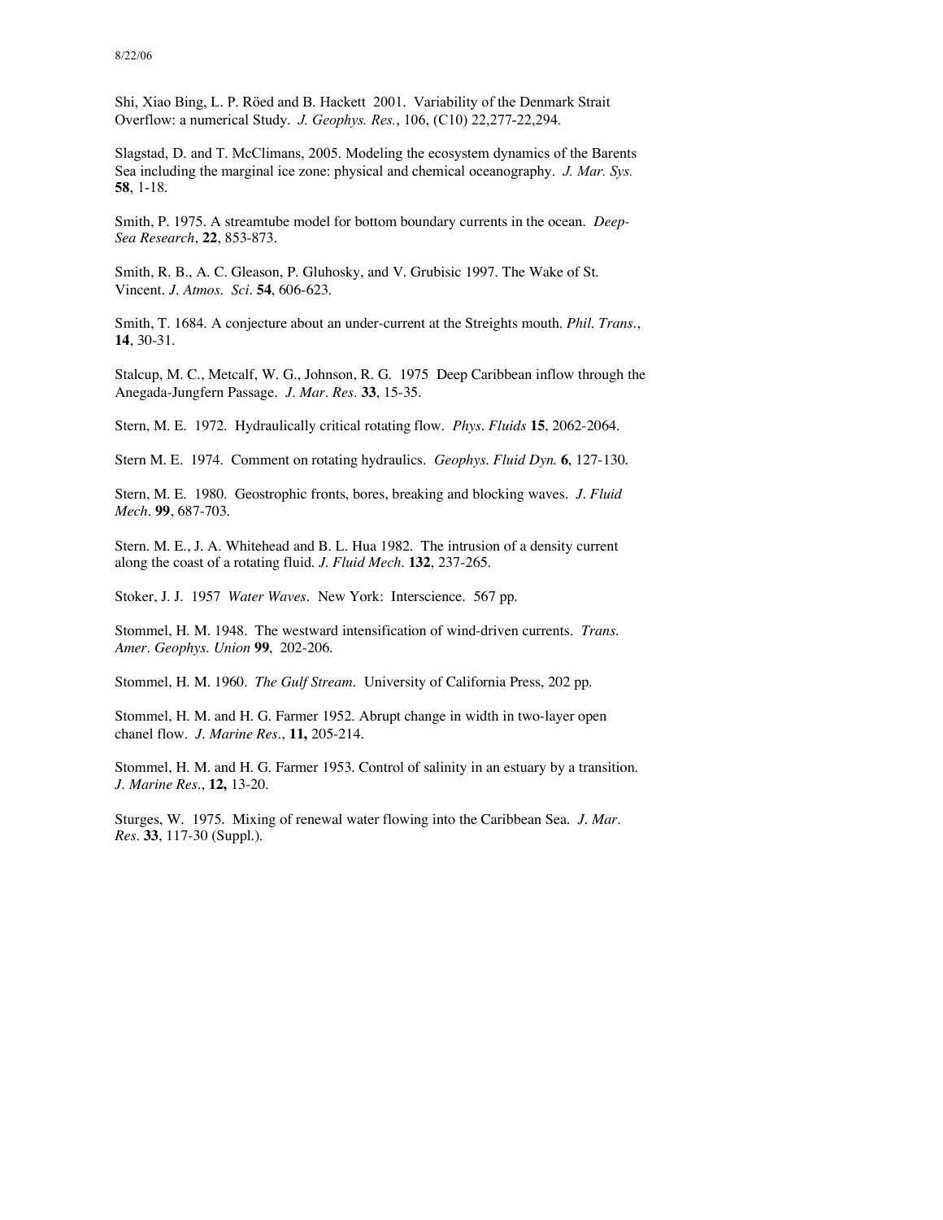Shi, Xiao Bing, L. P. Röed and B. Hackett 2001. Variability of the Denmark Strait Overflow: a numerical Study. *J. Geophys. Res.*, 106, (C10) 22,277-22,294.

Slagstad, D. and T. McClimans, 2005. Modeling the ecosystem dynamics of the Barents Sea including the marginal ice zone: physical and chemical oceanography. *J. Mar. Sys.* **58**, 1-18.

Smith, P. 1975. A streamtube model for bottom boundary currents in the ocean. *Deep-Sea Research*, **22**, 853-873.

Smith, R. B., A. C. Gleason, P. Gluhosky, and V. Grubisic 1997. The Wake of St. Vincent. *J. Atmos. Sci.* **54**, 606-623.

Smith, T. 1684. A conjecture about an under-current at the Streights mouth. *Phil. Trans.*, **14**, 30-31.

Stalcup, M. C., Metcalf, W. G., Johnson, R. G. 1975 Deep Caribbean inflow through the Anegada-Jungfern Passage. *J. Mar. Res.* **33**, 15-35.

Stern, M. E. 1972. Hydraulically critical rotating flow. *Phys. Fluids* **15**, 2062-2064.

Stern M. E. 1974. Comment on rotating hydraulics. *Geophys. Fluid Dyn.* **6**, 127-130.

Stern, M. E. 1980. Geostrophic fronts, bores, breaking and blocking waves. *J. Fluid Mech.* **99**, 687-703.

Stern. M. E., J. A. Whitehead and B. L. Hua 1982. The intrusion of a density current along the coast of a rotating fluid. *J. Fluid Mech.* **132**, 237-265.

Stoker, J. J. 1957 *Water Waves*. New York: Interscience. 567 pp.

Stommel, H. M. 1948. The westward intensification of wind-driven currents. *Trans. Amer. Geophys. Union* **99**, 202-206.

Stommel, H. M. 1960. *The Gulf Stream*. University of California Press, 202 pp.

Stommel, H. M. and H. G. Farmer 1952. Abrupt change in width in two-layer open chanel flow. *J. Marine Res.*, **11,** 205-214.

Stommel, H. M. and H. G. Farmer 1953. Control of salinity in an estuary by a transition. *J. Marine Res.*, **12,** 13-20.

Sturges, W. 1975. Mixing of renewal water flowing into the Caribbean Sea. *J. Mar. Res.* **33**, 117-30 (Suppl.).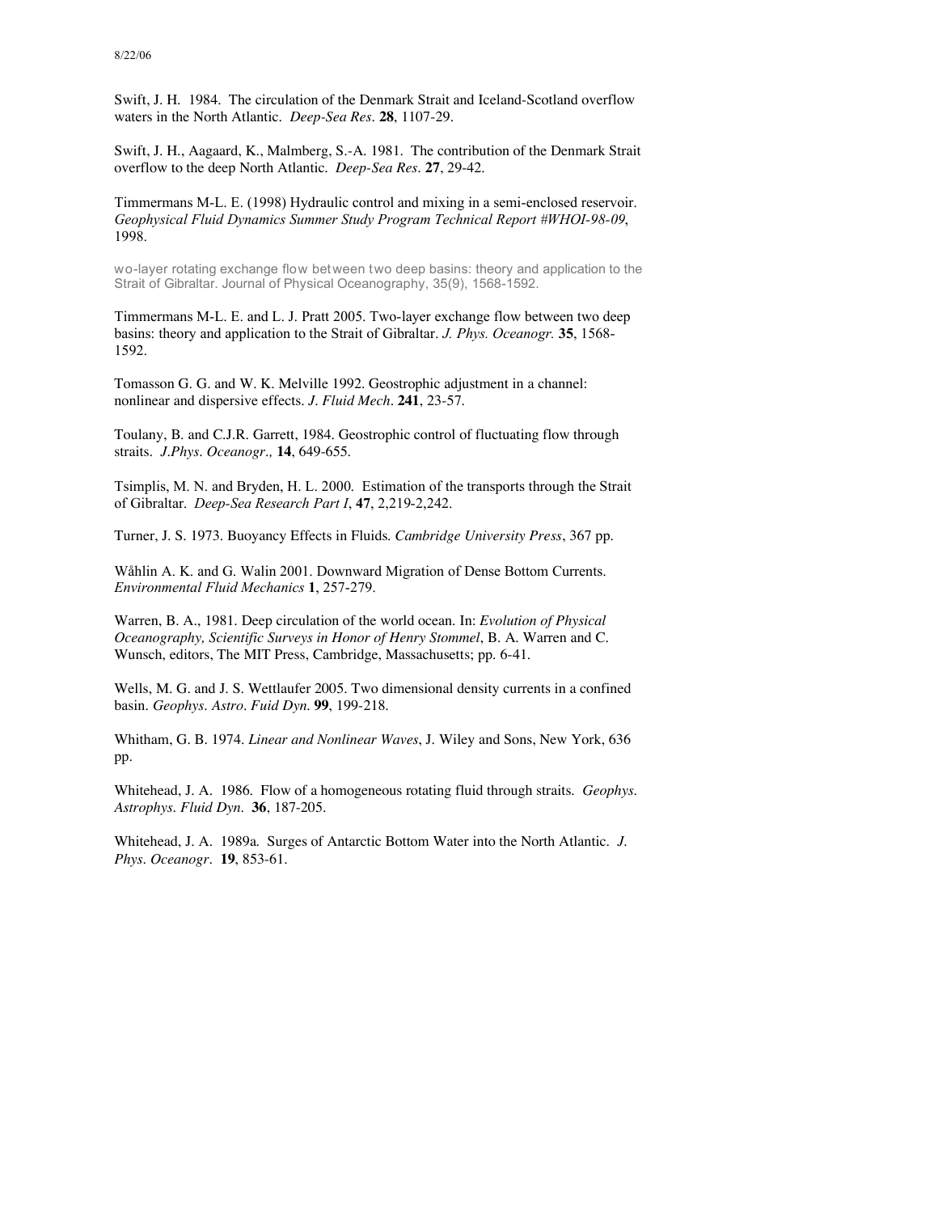Swift, J. H. 1984. The circulation of the Denmark Strait and Iceland-Scotland overflow waters in the North Atlantic. *Deep-Sea Res.* **28**, 1107-29.

Swift, J. H., Aagaard, K., Malmberg, S.-A. 1981. The contribution of the Denmark Strait overflow to the deep North Atlantic. *Deep-Sea Res.* **27**, 29-42.

Timmermans M-L. E. (1998) Hydraulic control and mixing in a semi-enclosed reservoir. *Geophysical Fluid Dynamics Summer Study Program Technical Report #WHOI-98-09*, 1998.

wo-layer rotating exchange flow between two deep basins: theory and application to the Strait of Gibraltar. Journal of Physical Oceanography, 35(9), 1568-1592.

Timmermans M-L. E. and L. J. Pratt 2005. Two-layer exchange flow between two deep basins: theory and application to the Strait of Gibraltar. *J. Phys. Oceanogr.* **35**, 1568-1592.

Tomasson G. G. and W. K. Melville 1992. Geostrophic adjustment in a channel: nonlinear and dispersive effects. *J. Fluid Mech.* **241**, 23-57.

Toulany, B. and C.J.R. Garrett, 1984. Geostrophic control of fluctuating flow through straits. *J.Phys. Oceanogr.,* **14**, 649-655.

Tsimplis, M. N. and Bryden, H. L. 2000. Estimation of the transports through the Strait of Gibraltar. *Deep-Sea Research Part I*, **47**, 2,219-2,242.

Turner, J. S. 1973. Buoyancy Effects in Fluids*. Cambridge University Press*, 367 pp.

Wåhlin A. K. and G. Walin 2001. Downward Migration of Dense Bottom Currents. *Environmental Fluid Mechanics* **1**, 257-279.

Warren, B. A., 1981. Deep circulation of the world ocean. In: *Evolution of Physical Oceanography, Scientific Surveys in Honor of Henry Stommel*, B. A. Warren and C. Wunsch, editors, The MIT Press, Cambridge, Massachusetts; pp. 6-41.

Wells, M. G. and J. S. Wettlaufer 2005. Two dimensional density currents in a confined basin. *Geophys. Astro. Fuid Dyn.* **99**, 199-218.

Whitham, G. B. 1974. *Linear and Nonlinear Waves*, J. Wiley and Sons, New York, 636 pp.

Whitehead, J. A. 1986. Flow of a homogeneous rotating fluid through straits. *Geophys. Astrophys. Fluid Dyn.* **36**, 187-205.

Whitehead, J. A. 1989a. Surges of Antarctic Bottom Water into the North Atlantic. *J. Phys. Oceanogr.* **19**, 853-61.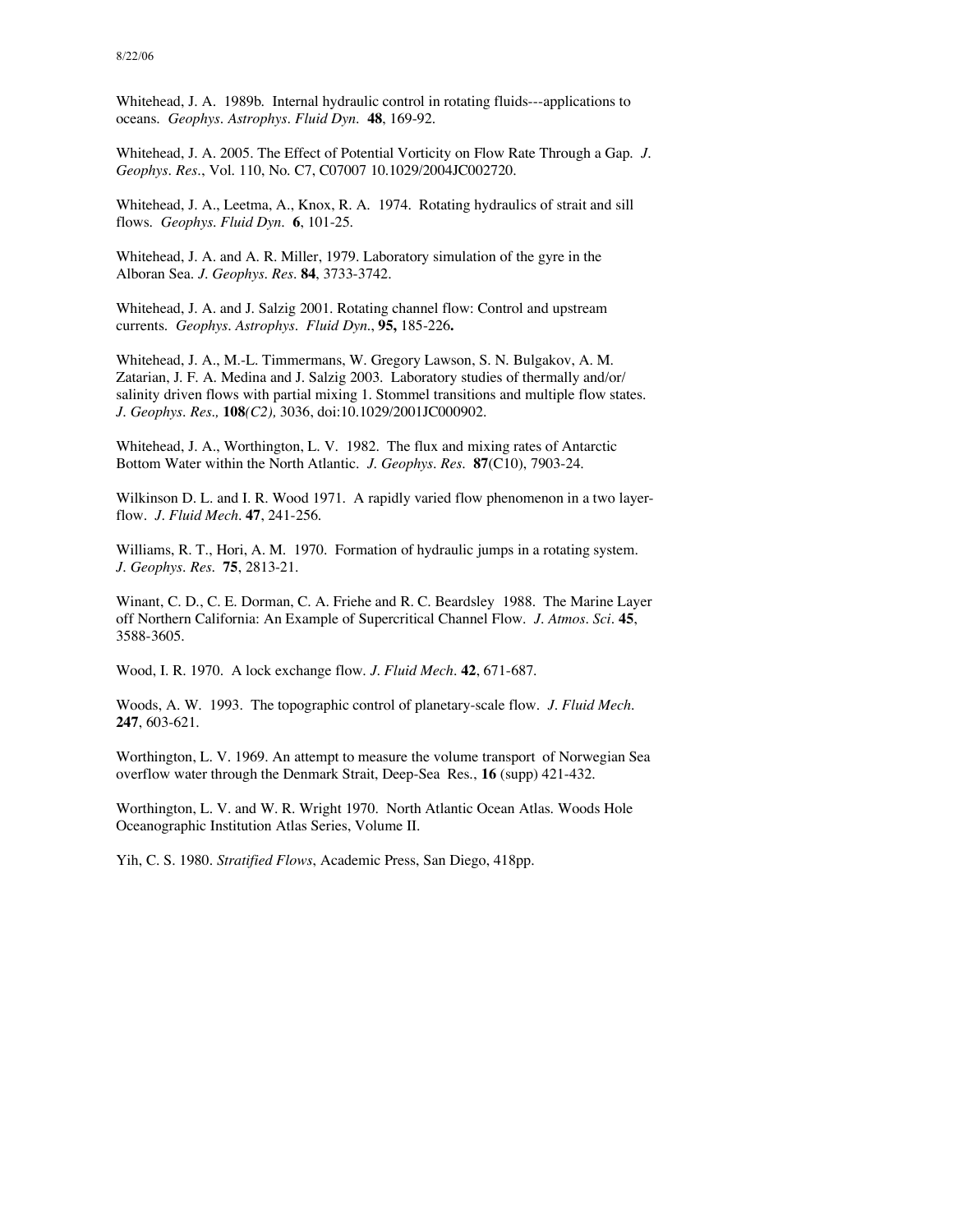Whitehead, J. A. 1989b. Internal hydraulic control in rotating fluids---applications to oceans. *Geophys. Astrophys. Fluid Dyn.* **48**, 169-92.

Whitehead, J. A. 2005. The Effect of Potential Vorticity on Flow Rate Through a Gap. *J. Geophys. Res.*, Vol. 110, No. C7, C07007 10.1029/2004JC002720.

Whitehead, J. A., Leetma, A., Knox, R. A. 1974. Rotating hydraulics of strait and sill flows. *Geophys. Fluid Dyn.* **6**, 101-25.

Whitehead, J. A. and A. R. Miller, 1979. Laboratory simulation of the gyre in the Alboran Sea. *J. Geophys. Res.* **84**, 3733-3742.

Whitehead, J. A. and J. Salzig 2001. Rotating channel flow: Control and upstream currents. *Geophys. Astrophys. Fluid Dyn.*, **95,** 185-226**.**

Whitehead, J. A., M.-L. Timmermans, W. Gregory Lawson, S. N. Bulgakov, A. M. Zatarian, J. F. A. Medina and J. Salzig 2003. Laboratory studies of thermally and/or/ salinity driven flows with partial mixing 1. Stommel transitions and multiple flow states. *J. Geophys. Res.,* **108***(C2),* 3036, doi:10.1029/2001JC000902.

Whitehead, J. A., Worthington, L. V. 1982. The flux and mixing rates of Antarctic Bottom Water within the North Atlantic. *J. Geophys. Res.* **87**(C10), 7903-24.

Wilkinson D. L. and I. R. Wood 1971. A rapidly varied flow phenomenon in a two layer-flow. *J. Fluid Mech.* **47**, 241-256.

Williams, R. T., Hori, A. M. 1970. Formation of hydraulic jumps in a rotating system. *J. Geophys. Res.* **75**, 2813-21.

Winant, C. D., C. E. Dorman, C. A. Friehe and R. C. Beardsley 1988. The Marine Layer off Northern California: An Example of Supercritical Channel Flow. *J. Atmos. Sci.* **45**, 3588-3605.

Wood, I. R. 1970. A lock exchange flow. *J. Fluid Mech.* **42**, 671-687.

Woods, A. W. 1993. The topographic control of planetary-scale flow. *J. Fluid Mech.* **247**, 603-621.

Worthington, L. V. 1969. An attempt to measure the volume transport of Norwegian Sea overflow water through the Denmark Strait, Deep-Sea Res., **16** (supp) 421-432.

Worthington, L. V. and W. R. Wright 1970. North Atlantic Ocean Atlas. Woods Hole Oceanographic Institution Atlas Series, Volume II.

Yih, C. S. 1980. *Stratified Flows*, Academic Press, San Diego, 418pp.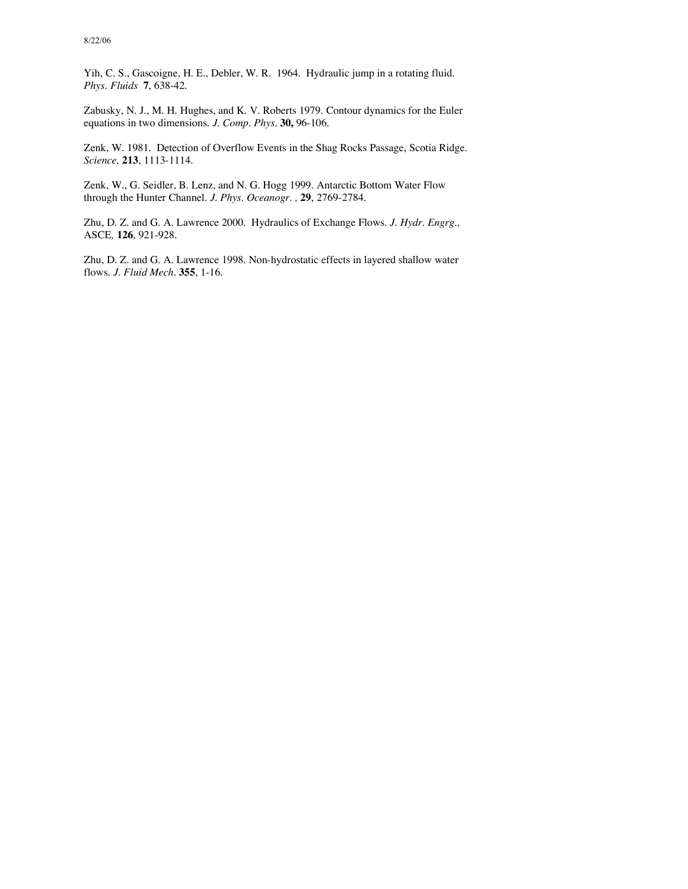Yih, C. S., Gascoigne, H. E., Debler, W. R. 1964. Hydraulic jump in a rotating fluid. *Phys. Fluids* **7**, 638-42.

Zabusky, N. J., M. H. Hughes, and K. V. Roberts 1979. Contour dynamics for the Euler equations in two dimensions. *J. Comp. Phys.* **30,** 96-106.

Zenk, W. 1981. Detection of Overflow Events in the Shag Rocks Passage, Scotia Ridge. *Science,* **213**, 1113-1114.

Zenk, W., G. Seidler, B. Lenz, and N. G. Hogg 1999. Antarctic Bottom Water Flow through the Hunter Channel. *J. Phys. Oceanogr. ,* **29**, 2769-2784.

Zhu, D. Z. and G. A. Lawrence 2000. Hydraulics of Exchange Flows. *J. Hydr. Engrg.,* ASCE*,* **126**, 921-928.

Zhu, D. Z. and G. A. Lawrence 1998. Non-hydrostatic effects in layered shallow water flows. *J. Fluid Mech.* **355**, 1-16.